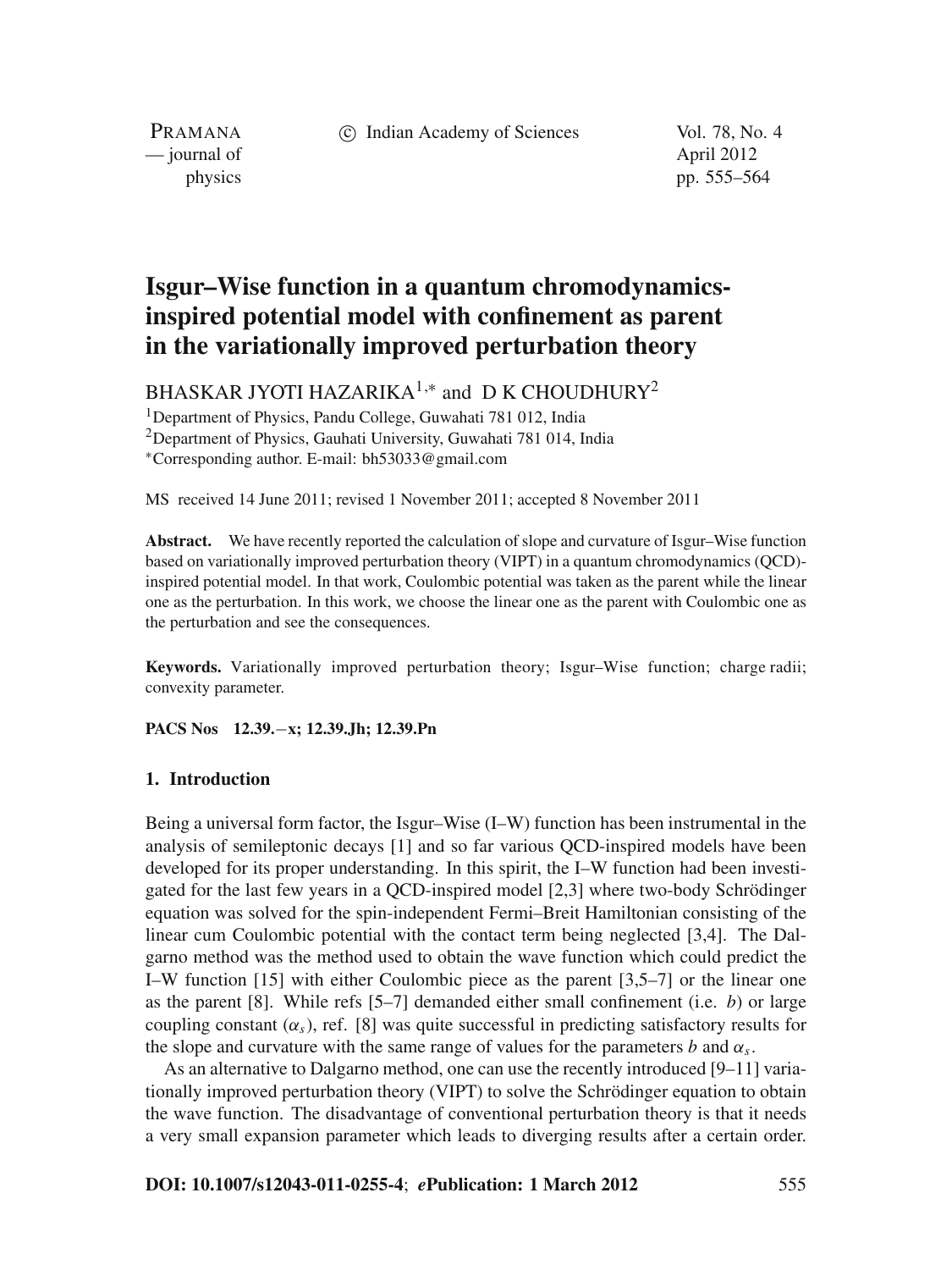# Isgur–Wise function in a quantum chromodynamics-inspired potential model with confinement as parent in the variationally improved perturbation theory

BHASKAR JYOTI HAZARIKA[1,*] and D K CHOUDHURY[2]

[1]Department of Physics, Pandu College, Guwahati 781 012, India
[2]Department of Physics, Gauhati University, Guwahati 781 014, India
[*]Corresponding author. E-mail: bh53033@gmail.com

MS received 14 June 2011; revised 1 November 2011; accepted 8 November 2011

**Abstract.** We have recently reported the calculation of slope and curvature of Isgur–Wise function based on variationally improved perturbation theory (VIPT) in a quantum chromodynamics (QCD)-inspired potential model. In that work, Coulombic potential was taken as the parent while the linear one as the perturbation. In this work, we choose the linear one as the parent with Coulombic one as the perturbation and see the consequences.

**Keywords.** Variationally improved perturbation theory; Isgur–Wise function; charge radii; convexity parameter.

**PACS Nos** 12.39.−x; 12.39.Jh; 12.39.Pn

## 1. Introduction

Being a universal form factor, the Isgur–Wise (I–W) function has been instrumental in the analysis of semileptonic decays [1] and so far various QCD-inspired models have been developed for its proper understanding. In this spirit, the I–W function had been investigated for the last few years in a QCD-inspired model [2,3] where two-body Schrödinger equation was solved for the spin-independent Fermi–Breit Hamiltonian consisting of the linear cum Coulombic potential with the contact term being neglected [3,4]. The Dalgarno method was the method used to obtain the wave function which could predict the I–W function [15] with either Coulombic piece as the parent [3,5–7] or the linear one as the parent [8]. While refs [5–7] demanded either small confinement (i.e. $b$) or large coupling constant ($\alpha_s$), ref. [8] was quite successful in predicting satisfactory results for the slope and curvature with the same range of values for the parameters $b$ and $\alpha_s$.

As an alternative to Dalgarno method, one can use the recently introduced [9–11] variationally improved perturbation theory (VIPT) to solve the Schrödinger equation to obtain the wave function. The disadvantage of conventional perturbation theory is that it needs a very small expansion parameter which leads to diverging results after a certain order.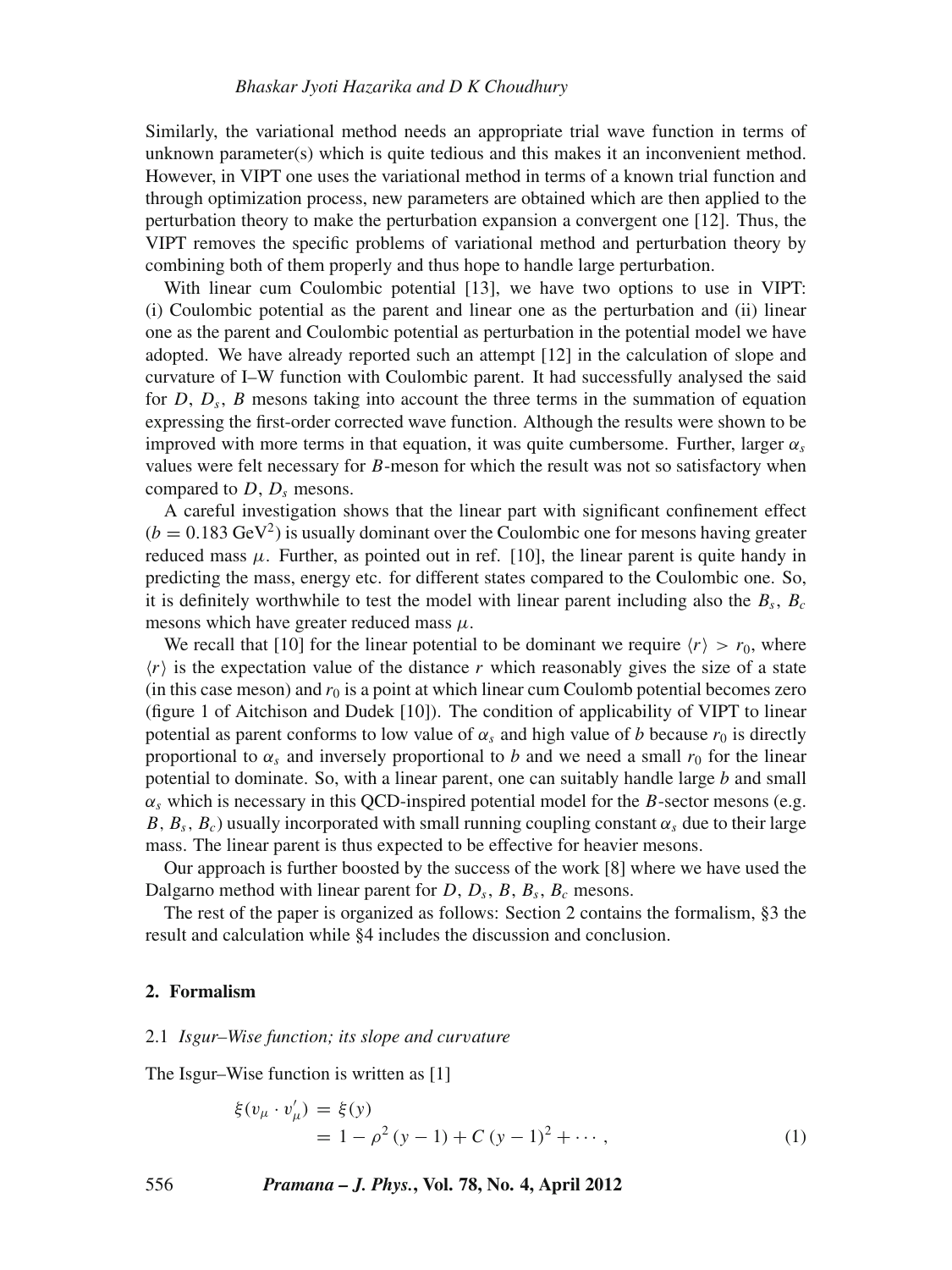Similarly, the variational method needs an appropriate trial wave function in terms of unknown parameter(s) which is quite tedious and this makes it an inconvenient method. However, in VIPT one uses the variational method in terms of a known trial function and through optimization process, new parameters are obtained which are then applied to the perturbation theory to make the perturbation expansion a convergent one [12]. Thus, the VIPT removes the specific problems of variational method and perturbation theory by combining both of them properly and thus hope to handle large perturbation.

With linear cum Coulombic potential [13], we have two options to use in VIPT: (i) Coulombic potential as the parent and linear one as the perturbation and (ii) linear one as the parent and Coulombic potential as perturbation in the potential model we have adopted. We have already reported such an attempt [12] in the calculation of slope and curvature of I–W function with Coulombic parent. It had successfully analysed the said for $D$, $D_s$, $B$ mesons taking into account the three terms in the summation of equation expressing the first-order corrected wave function. Although the results were shown to be improved with more terms in that equation, it was quite cumbersome. Further, larger $\alpha_s$ values were felt necessary for $B$-meson for which the result was not so satisfactory when compared to $D$, $D_s$ mesons.

A careful investigation shows that the linear part with significant confinement effect ($b = 0.183$ GeV$^2$) is usually dominant over the Coulombic one for mesons having greater reduced mass $\mu$. Further, as pointed out in ref. [10], the linear parent is quite handy in predicting the mass, energy etc. for different states compared to the Coulombic one. So, it is definitely worthwhile to test the model with linear parent including also the $B_s$, $B_c$ mesons which have greater reduced mass $\mu$.

We recall that [10] for the linear potential to be dominant we require $\langle r \rangle > r_0$, where $\langle r \rangle$ is the expectation value of the distance $r$ which reasonably gives the size of a state (in this case meson) and $r_0$ is a point at which linear cum Coulomb potential becomes zero (figure 1 of Aitchison and Dudek [10]). The condition of applicability of VIPT to linear potential as parent conforms to low value of $\alpha_s$ and high value of $b$ because $r_0$ is directly proportional to $\alpha_s$ and inversely proportional to $b$ and we need a small $r_0$ for the linear potential to dominate. So, with a linear parent, one can suitably handle large $b$ and small $\alpha_s$ which is necessary in this QCD-inspired potential model for the $B$-sector mesons (e.g. $B$, $B_s$, $B_c$) usually incorporated with small running coupling constant $\alpha_s$ due to their large mass. The linear parent is thus expected to be effective for heavier mesons.

Our approach is further boosted by the success of the work [8] where we have used the Dalgarno method with linear parent for $D$, $D_s$, $B$, $B_s$, $B_c$ mesons.

The rest of the paper is organized as follows: Section 2 contains the formalism, §3 the result and calculation while §4 includes the discussion and conclusion.

## 2. Formalism

### 2.1 *Isgur–Wise function; its slope and curvature*

The Isgur–Wise function is written as [1]

$$\begin{aligned} \xi(v_\mu \cdot v'_\mu) &= \xi(y) \\ &= 1 - \rho^2 (y-1) + C (y-1)^2 + \cdots , \end{aligned} \tag{1}$$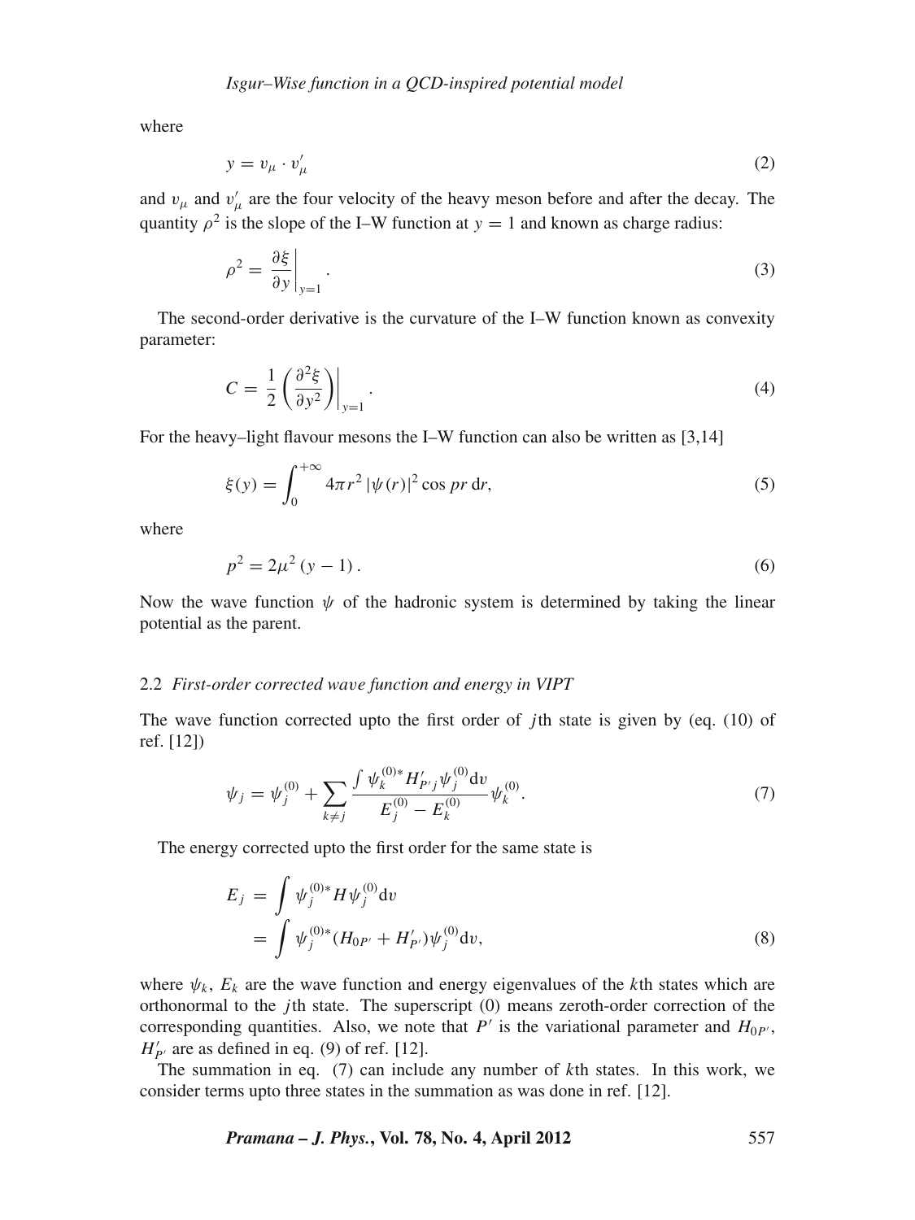where

$$y = v_\mu \cdot v'_\mu \tag{2}$$

and $v_\mu$ and $v'_\mu$ are the four velocity of the heavy meson before and after the decay. The quantity $\rho^2$ is the slope of the I–W function at $y = 1$ and known as charge radius:

$$\rho^2 = \left.\frac{\partial \xi}{\partial y}\right|_{y=1}. \tag{3}$$

The second-order derivative is the curvature of the I–W function known as convexity parameter:

$$C = \frac{1}{2}\left.\left(\frac{\partial^2 \xi}{\partial y^2}\right)\right|_{y=1}. \tag{4}$$

For the heavy–light flavour mesons the I–W function can also be written as [3,14]

$$\xi(y) = \int_0^{+\infty} 4\pi r^2 \left|\psi(r)\right|^2 \cos pr \, \mathrm{d}r, \tag{5}$$

where

$$p^2 = 2\mu^2 (y - 1). \tag{6}$$

Now the wave function $\psi$ of the hadronic system is determined by taking the linear potential as the parent.

### 2.2 *First-order corrected wave function and energy in VIPT*

The wave function corrected upto the first order of $j$th state is given by (eq. (10) of ref. [12])

$$\psi_j = \psi_j^{(0)} + \sum_{k \neq j} \frac{\int \psi_k^{(0)*} H'_{P'j} \psi_j^{(0)} \mathrm{d}v}{E_j^{(0)} - E_k^{(0)}} \psi_k^{(0)}. \tag{7}$$

The energy corrected upto the first order for the same state is

$$\begin{aligned} E_j &= \int \psi_j^{(0)*} H \psi_j^{(0)} \mathrm{d}v \\ &= \int \psi_j^{(0)*} (H_{0P'} + H'_{P'}) \psi_j^{(0)} \mathrm{d}v, \end{aligned} \tag{8}$$

where $\psi_k$, $E_k$ are the wave function and energy eigenvalues of the $k$th states which are orthonormal to the $j$th state. The superscript (0) means zeroth-order correction of the corresponding quantities. Also, we note that $P'$ is the variational parameter and $H_{0P'}$, $H'_{P'}$ are as defined in eq. (9) of ref. [12].

The summation in eq. (7) can include any number of $k$th states. In this work, we consider terms upto three states in the summation as was done in ref. [12].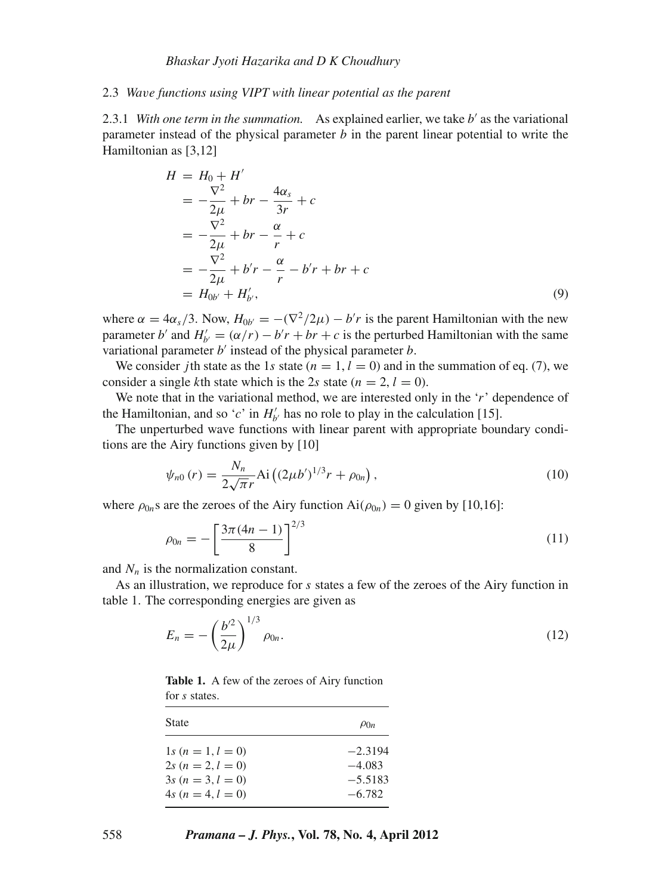### 2.3 *Wave functions using VIPT with linear potential as the parent*

2.3.1 *With one term in the summation.* As explained earlier, we take $b'$ as the variational parameter instead of the physical parameter $b$ in the parent linear potential to write the Hamiltonian as [3,12]

$$
\begin{aligned}
H &= H_0 + H' \\
&= -\frac{\nabla^2}{2\mu} + br - \frac{4\alpha_s}{3r} + c \\
&= -\frac{\nabla^2}{2\mu} + br - \frac{\alpha}{r} + c \\
&= -\frac{\nabla^2}{2\mu} + b'r - \frac{\alpha}{r} - b'r + br + c \\
&= H_{0b'} + H'_{b'},
\end{aligned}
\tag{9}
$$

where $\alpha = 4\alpha_s/3$. Now, $H_{0b'} = -(\nabla^2/2\mu) - b'r$ is the parent Hamiltonian with the new parameter $b'$ and $H'_{b'} = (\alpha/r) - b'r + br + c$ is the perturbed Hamiltonian with the same variational parameter $b'$ instead of the physical parameter $b$.

We consider $j$th state as the 1$s$ state ($n = 1, l = 0$) and in the summation of eq. (7), we consider a single $k$th state which is the 2$s$ state ($n = 2, l = 0$).

We note that in the variational method, we are interested only in the '$r$' dependence of the Hamiltonian, and so '$c$' in $H'_{b'}$ has no role to play in the calculation [15].

The unperturbed wave functions with linear parent with appropriate boundary conditions are the Airy functions given by [10]

$$
\psi_{n0}(r) = \frac{N_n}{2\sqrt{\pi}r} \mathrm{Ai}\left((2\mu b')^{1/3} r + \rho_{0n}\right),
\tag{10}
$$

where $\rho_{0n}$s are the zeroes of the Airy function $\mathrm{Ai}(\rho_{0n}) = 0$ given by [10,16]:

$$
\rho_{0n} = -\left[\frac{3\pi(4n-1)}{8}\right]^{2/3}
\tag{11}
$$

and $N_n$ is the normalization constant.

As an illustration, we reproduce for $s$ states a few of the zeroes of the Airy function in table 1. The corresponding energies are given as

$$
E_n = -\left(\frac{b'^2}{2\mu}\right)^{1/3} \rho_{0n}.
\tag{12}
$$

**Table 1.** A few of the zeroes of Airy function for $s$ states.

| State | $\rho_{0n}$ |
|---|---|
| 1$s$ ($n = 1, l = 0$) | $-2.3194$ |
| 2$s$ ($n = 2, l = 0$) | $-4.083$ |
| 3$s$ ($n = 3, l = 0$) | $-5.5183$ |
| 4$s$ ($n = 4, l = 0$) | $-6.782$ |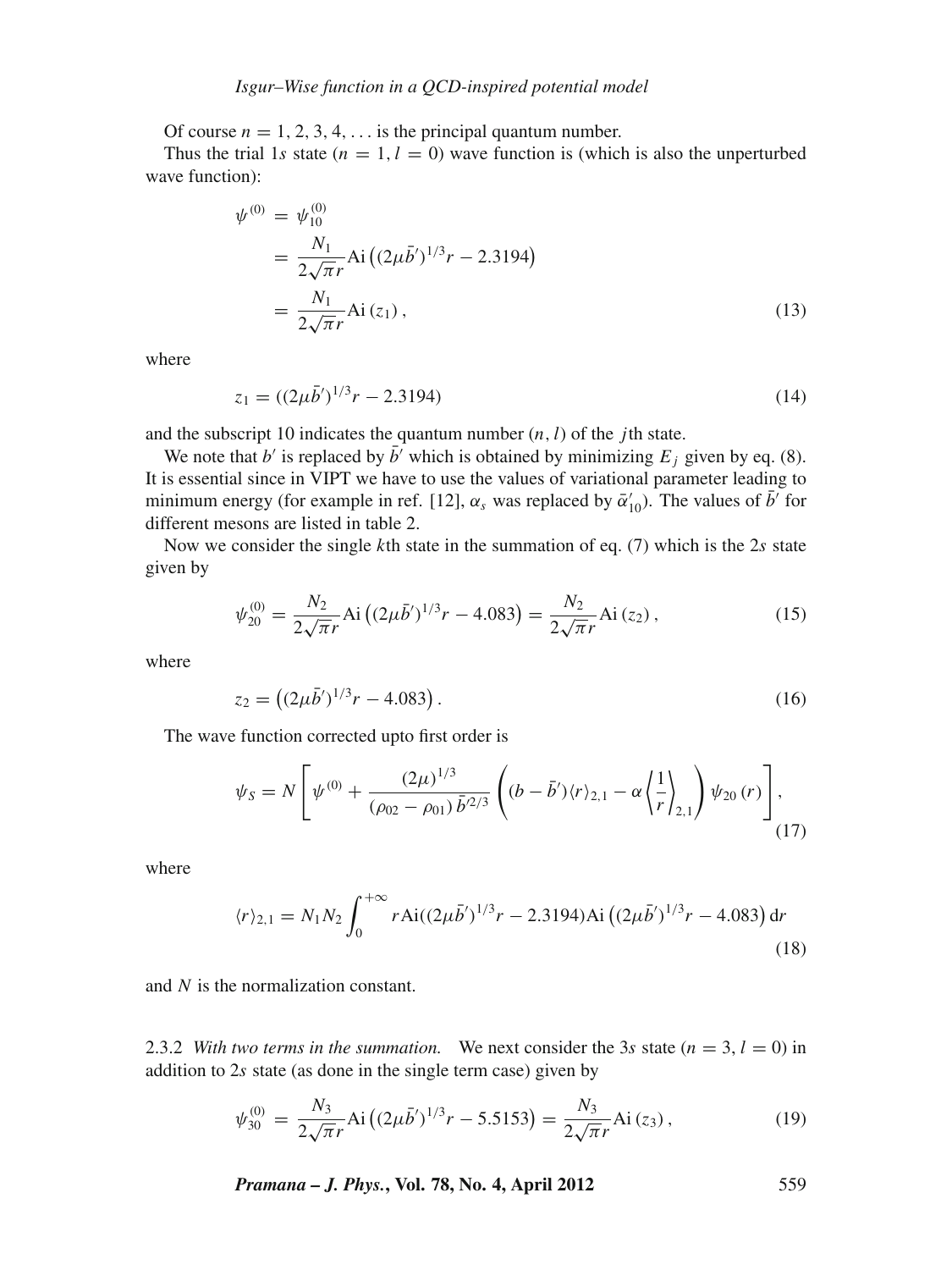Of course $n = 1, 2, 3, 4, \ldots$ is the principal quantum number.

Thus the trial $1s$ state ($n = 1, l = 0$) wave function is (which is also the unperturbed wave function):

$$
\begin{aligned}
\psi^{(0)} &= \psi^{(0)}_{10} \\
&= \frac{N_1}{2\sqrt{\pi}r}\mathrm{Ai}\left((2\mu\bar{b}')^{1/3}r - 2.3194\right) \\
&= \frac{N_1}{2\sqrt{\pi}r}\mathrm{Ai}\left(z_1\right),
\end{aligned}
\tag{13}
$$

where

$$
z_1 = ((2\mu\bar{b}')^{1/3}r - 2.3194) \tag{14}
$$

and the subscript 10 indicates the quantum number $(n, l)$ of the $j$th state.

We note that $b'$ is replaced by $\bar{b}'$ which is obtained by minimizing $E_j$ given by eq. (8). It is essential since in VIPT we have to use the values of variational parameter leading to minimum energy (for example in ref. [12], $\alpha_s$ was replaced by $\bar{\alpha}'_{10}$). The values of $\bar{b}'$ for different mesons are listed in table 2.

Now we consider the single $k$th state in the summation of eq. (7) which is the $2s$ state given by

$$
\psi^{(0)}_{20} = \frac{N_2}{2\sqrt{\pi}r}\mathrm{Ai}\left((2\mu\bar{b}')^{1/3}r - 4.083\right) = \frac{N_2}{2\sqrt{\pi}r}\mathrm{Ai}\left(z_2\right), \tag{15}
$$

where

$$
z_2 = \left((2\mu\bar{b}')^{1/3}r - 4.083\right). \tag{16}
$$

The wave function corrected upto first order is

$$
\psi_S = N\left[\psi^{(0)} + \frac{(2\mu)^{1/3}}{(\rho_{02} - \rho_{01})\,\bar{b}'^{2/3}}\left((b - \bar{b}')\langle r\rangle_{2,1} - \alpha\left\langle\frac{1}{r}\right\rangle_{2,1}\right)\psi_{20}\left(r\right)\right], \tag{17}
$$

where

$$
\langle r\rangle_{2,1} = N_1 N_2 \int_0^{+\infty} r\,\mathrm{Ai}((2\mu\bar{b}')^{1/3}r - 2.3194)\mathrm{Ai}\left((2\mu\bar{b}')^{1/3}r - 4.083\right)\mathrm{d}r \tag{18}
$$

and $N$ is the normalization constant.

2.3.2 *With two terms in the summation.* We next consider the $3s$ state ($n = 3, l = 0$) in addition to $2s$ state (as done in the single term case) given by

$$
\psi^{(0)}_{30} = \frac{N_3}{2\sqrt{\pi}r}\mathrm{Ai}\left((2\mu\bar{b}')^{1/3}r - 5.5153\right) = \frac{N_3}{2\sqrt{\pi}r}\mathrm{Ai}\left(z_3\right), \tag{19}
$$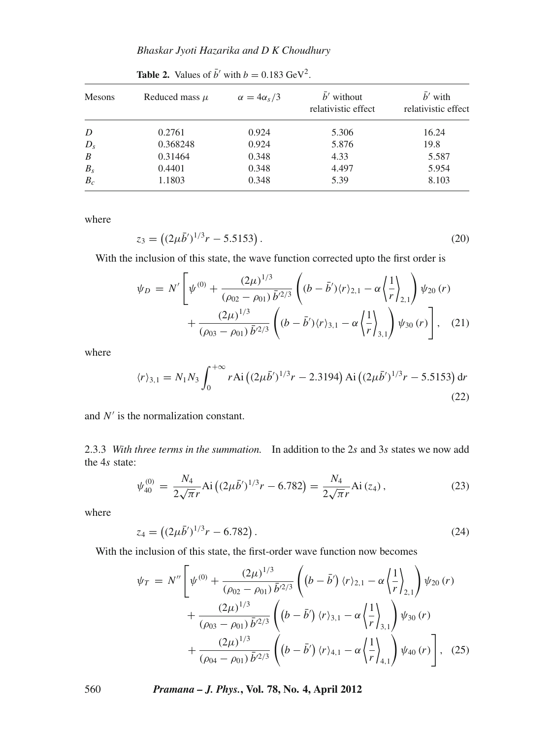**Table 2.** Values of $\bar{b}'$ with $b = 0.183$ GeV$^2$.

| Mesons | Reduced mass $\mu$ | $\alpha = 4\alpha_s/3$ | $\bar{b}'$ without relativistic effect | $\bar{b}'$ with relativistic effect |
|---|---|---|---|---|
| $D$ | 0.2761 | 0.924 | 5.306 | 16.24 |
| $D_s$ | 0.368248 | 0.924 | 5.876 | 19.8 |
| $B$ | 0.31464 | 0.348 | 4.33 | 5.587 |
| $B_s$ | 0.4401 | 0.348 | 4.497 | 5.954 |
| $B_c$ | 1.1803 | 0.348 | 5.39 | 8.103 |

where

$$z_3 = \left((2\mu\bar{b}')^{1/3} r - 5.5153\right). \tag{20}$$

With the inclusion of this state, the wave function corrected upto the first order is

$$\psi_D = N'\left[\psi^{(0)} + \frac{(2\mu)^{1/3}}{(\rho_{02} - \rho_{01})\,\bar{b}'^{2/3}}\left((b - \bar{b}')\langle r\rangle_{2,1} - \alpha\left\langle\frac{1}{r}\right\rangle_{2,1}\right)\psi_{20}(r) + \frac{(2\mu)^{1/3}}{(\rho_{03} - \rho_{01})\,\bar{b}'^{2/3}}\left((b - \bar{b}')\langle r\rangle_{3,1} - \alpha\left\langle\frac{1}{r}\right\rangle_{3,1}\right)\psi_{30}(r)\right], \tag{21}$$

where

$$\langle r\rangle_{3,1} = N_1 N_3 \int_0^{+\infty} r\,\mathrm{Ai}\left((2\mu\bar{b}')^{1/3} r - 2.3194\right)\mathrm{Ai}\left((2\mu\bar{b}')^{1/3} r - 5.5153\right)\mathrm{d}r \tag{22}$$

and $N'$ is the normalization constant.

2.3.3 *With three terms in the summation.* In addition to the $2s$ and $3s$ states we now add the $4s$ state:

$$\psi_{40}^{(0)} = \frac{N_4}{2\sqrt{\pi}r}\mathrm{Ai}\left((2\mu\bar{b}')^{1/3} r - 6.782\right) = \frac{N_4}{2\sqrt{\pi}r}\mathrm{Ai}\left(z_4\right), \tag{23}$$

where

$$z_4 = \left((2\mu\bar{b}')^{1/3} r - 6.782\right). \tag{24}$$

With the inclusion of this state, the first-order wave function now becomes

$$\psi_T = N''\left[\psi^{(0)} + \frac{(2\mu)^{1/3}}{(\rho_{02} - \rho_{01})\,\bar{b}'^{2/3}}\left(\left(b - \bar{b}'\right)\langle r\rangle_{2,1} - \alpha\left\langle\frac{1}{r}\right\rangle_{2,1}\right)\psi_{20}(r) + \frac{(2\mu)^{1/3}}{(\rho_{03} - \rho_{01})\,\bar{b}'^{2/3}}\left(\left(b - \bar{b}'\right)\langle r\rangle_{3,1} - \alpha\left\langle\frac{1}{r}\right\rangle_{3,1}\right)\psi_{30}(r) + \frac{(2\mu)^{1/3}}{(\rho_{04} - \rho_{01})\,\bar{b}'^{2/3}}\left(\left(b - \bar{b}'\right)\langle r\rangle_{4,1} - \alpha\left\langle\frac{1}{r}\right\rangle_{4,1}\right)\psi_{40}(r)\right], \tag{25}$$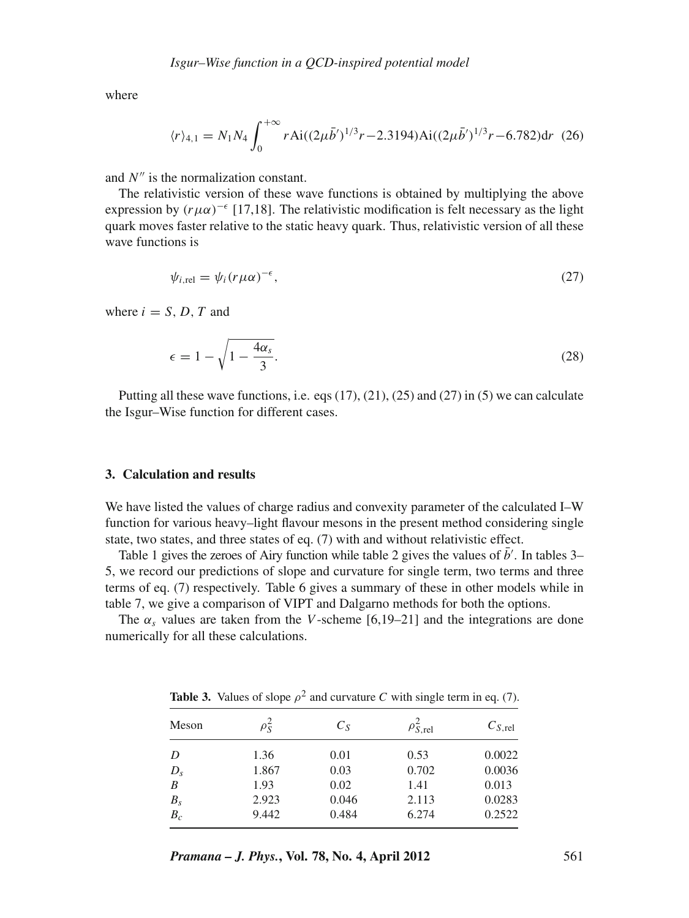where

$$\langle r\rangle_{4,1} = N_1 N_4 \int_0^{+\infty} r\,\mathrm{Ai}((2\mu\bar{b}')^{1/3}r - 2.3194)\mathrm{Ai}((2\mu\bar{b}')^{1/3}r - 6.782)\mathrm{d}r \quad (26)$$

and $N''$ is the normalization constant.

The relativistic version of these wave functions is obtained by multiplying the above expression by $(r\mu\alpha)^{-\epsilon}$ [17,18]. The relativistic modification is felt necessary as the light quark moves faster relative to the static heavy quark. Thus, relativistic version of all these wave functions is

$$\psi_{i,\mathrm{rel}} = \psi_i (r\mu\alpha)^{-\epsilon}, \quad (27)$$

where $i = S, D, T$ and

$$\epsilon = 1 - \sqrt{1 - \frac{4\alpha_s}{3}}. \quad (28)$$

Putting all these wave functions, i.e. eqs (17), (21), (25) and (27) in (5) we can calculate the Isgur–Wise function for different cases.

## 3. Calculation and results

We have listed the values of charge radius and convexity parameter of the calculated I–W function for various heavy–light flavour mesons in the present method considering single state, two states, and three states of eq. (7) with and without relativistic effect.

Table 1 gives the zeroes of Airy function while table 2 gives the values of $\bar{b}'$. In tables 3–5, we record our predictions of slope and curvature for single term, two terms and three terms of eq. (7) respectively. Table 6 gives a summary of these in other models while in table 7, we give a comparison of VIPT and Dalgarno methods for both the options.

The $\alpha_s$ values are taken from the $V$-scheme [6,19–21] and the integrations are done numerically for all these calculations.

**Table 3.** Values of slope $\rho^2$ and curvature $C$ with single term in eq. (7).

| Meson | $\rho_S^2$ | $C_S$ | $\rho_{S,\mathrm{rel}}^2$ | $C_{S,\mathrm{rel}}$ |
|---|---|---|---|---|
| $D$ | 1.36 | 0.01 | 0.53 | 0.0022 |
| $D_s$ | 1.867 | 0.03 | 0.702 | 0.0036 |
| $B$ | 1.93 | 0.02 | 1.41 | 0.013 |
| $B_s$ | 2.923 | 0.046 | 2.113 | 0.0283 |
| $B_c$ | 9.442 | 0.484 | 6.274 | 0.2522 |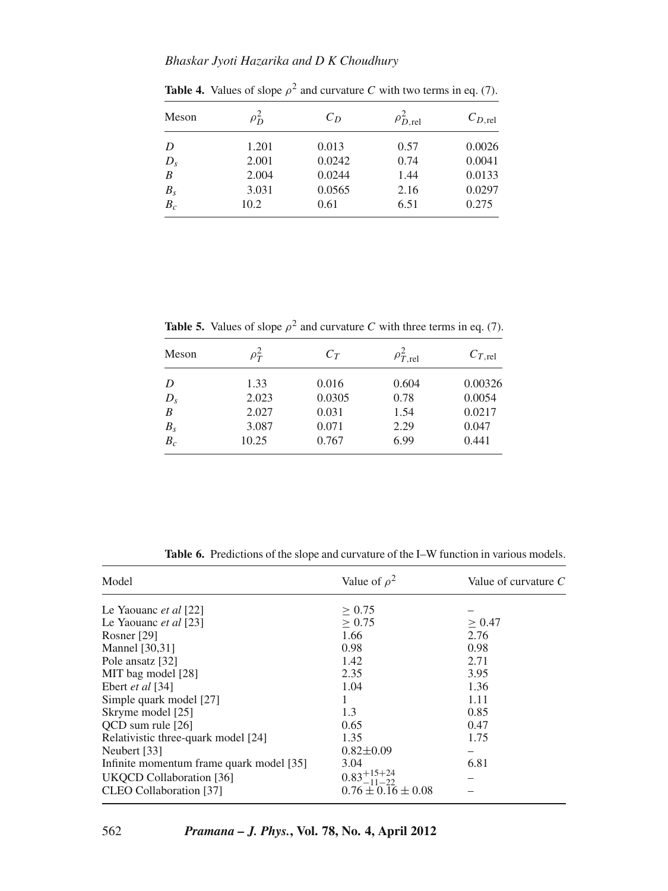**Table 4.** Values of slope $\rho^2$ and curvature $C$ with two terms in eq. (7).

| Meson | $\rho_D^2$ | $C_D$ | $\rho_{D,\text{rel}}^2$ | $C_{D,\text{rel}}$ |
|---|---|---|---|---|
| $D$ | 1.201 | 0.013 | 0.57 | 0.0026 |
| $D_s$ | 2.001 | 0.0242 | 0.74 | 0.0041 |
| $B$ | 2.004 | 0.0244 | 1.44 | 0.0133 |
| $B_s$ | 3.031 | 0.0565 | 2.16 | 0.0297 |
| $B_c$ | 10.2 | 0.61 | 6.51 | 0.275 |

**Table 5.** Values of slope $\rho^2$ and curvature $C$ with three terms in eq. (7).

| Meson | $\rho_T^2$ | $C_T$ | $\rho_{T,\text{rel}}^2$ | $C_{T,\text{rel}}$ |
|---|---|---|---|---|
| $D$ | 1.33 | 0.016 | 0.604 | 0.00326 |
| $D_s$ | 2.023 | 0.0305 | 0.78 | 0.0054 |
| $B$ | 2.027 | 0.031 | 1.54 | 0.0217 |
| $B_s$ | 3.087 | 0.071 | 2.29 | 0.047 |
| $B_c$ | 10.25 | 0.767 | 6.99 | 0.441 |

**Table 6.** Predictions of the slope and curvature of the I–W function in various models.

| Model | Value of $\rho^2$ | Value of curvature $C$ |
|---|---|---|
| Le Yaouanc *et al* [22] | $\geq 0.75$ | – |
| Le Yaouanc *et al* [23] | $\geq 0.75$ | $\geq 0.47$ |
| Rosner [29] | 1.66 | 2.76 |
| Mannel [30,31] | 0.98 | 0.98 |
| Pole ansatz [32] | 1.42 | 2.71 |
| MIT bag model [28] | 2.35 | 3.95 |
| Ebert *et al* [34] | 1.04 | 1.36 |
| Simple quark model [27] | 1 | 1.11 |
| Skryme model [25] | 1.3 | 0.85 |
| QCD sum rule [26] | 0.65 | 0.47 |
| Relativistic three-quark model [24] | 1.35 | 1.75 |
| Neubert [33] | $0.82 \pm 0.09$ | – |
| Infinite momentum frame quark model [35] | 3.04 | 6.81 |
| UKQCD Collaboration [36] | $0.83^{+15+24}_{-11-22}$ | – |
| CLEO Collaboration [37] | $0.76 \pm 0.16 \pm 0.08$ | – |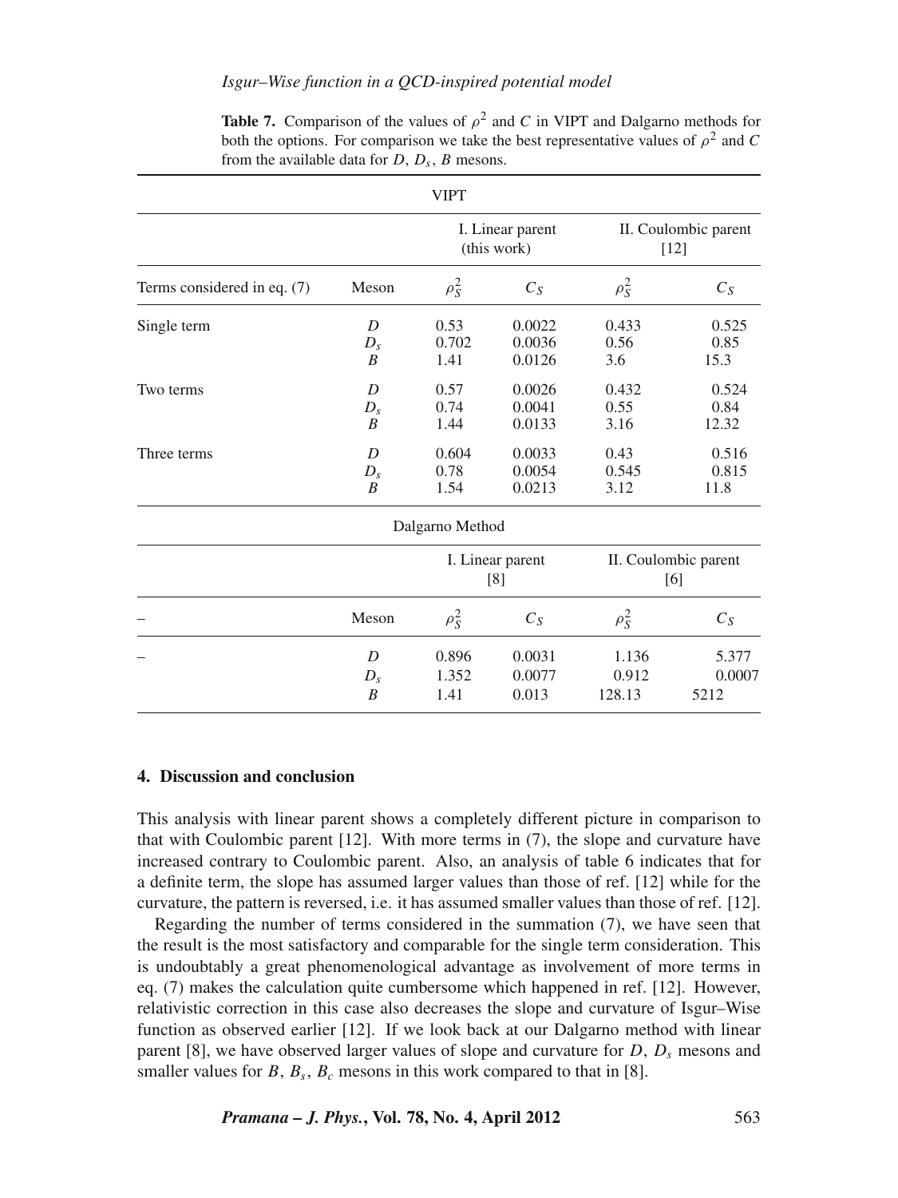**Table 7.** Comparison of the values of $\rho^2$ and $C$ in VIPT and Dalgarno methods for both the options. For comparison we take the best representative values of $\rho^2$ and $C$ from the available data for $D$, $D_s$, $B$ mesons.

| VIPT | | | | | |
|---|---|---|---|---|---|
| | | I. Linear parent (this work) | | II. Coulombic parent [12] | |
| Terms considered in eq. (7) | Meson | $\rho_S^2$ | $C_S$ | $\rho_S^2$ | $C_S$ |
| Single term | $D$ | 0.53 | 0.0022 | 0.433 | 0.525 |
| | $D_s$ | 0.702 | 0.0036 | 0.56 | 0.85 |
| | $B$ | 1.41 | 0.0126 | 3.6 | 15.3 |
| Two terms | $D$ | 0.57 | 0.0026 | 0.432 | 0.524 |
| | $D_s$ | 0.74 | 0.0041 | 0.55 | 0.84 |
| | $B$ | 1.44 | 0.0133 | 3.16 | 12.32 |
| Three terms | $D$ | 0.604 | 0.0033 | 0.43 | 0.516 |
| | $D_s$ | 0.78 | 0.0054 | 0.545 | 0.815 |
| | $B$ | 1.54 | 0.0213 | 3.12 | 11.8 |

| Dalgarno Method | | | | | |
|---|---|---|---|---|---|
| | | I. Linear parent [8] | | II. Coulombic parent [6] | |
| – | Meson | $\rho_S^2$ | $C_S$ | $\rho_S^2$ | $C_S$ |
| – | $D$ | 0.896 | 0.0031 | 1.136 | 5.377 |
| | $D_s$ | 1.352 | 0.0077 | 0.912 | 0.0007 |
| | $B$ | 1.41 | 0.013 | 128.13 | 5212 |

## 4. Discussion and conclusion

This analysis with linear parent shows a completely different picture in comparison to that with Coulombic parent [12]. With more terms in (7), the slope and curvature have increased contrary to Coulombic parent. Also, an analysis of table 6 indicates that for a definite term, the slope has assumed larger values than those of ref. [12] while for the curvature, the pattern is reversed, i.e. it has assumed smaller values than those of ref. [12].

Regarding the number of terms considered in the summation (7), we have seen that the result is the most satisfactory and comparable for the single term consideration. This is undoubtably a great phenomenological advantage as involvement of more terms in eq. (7) makes the calculation quite cumbersome which happened in ref. [12]. However, relativistic correction in this case also decreases the slope and curvature of Isgur–Wise function as observed earlier [12]. If we look back at our Dalgarno method with linear parent [8], we have observed larger values of slope and curvature for $D$, $D_s$ mesons and smaller values for $B$, $B_s$, $B_c$ mesons in this work compared to that in [8].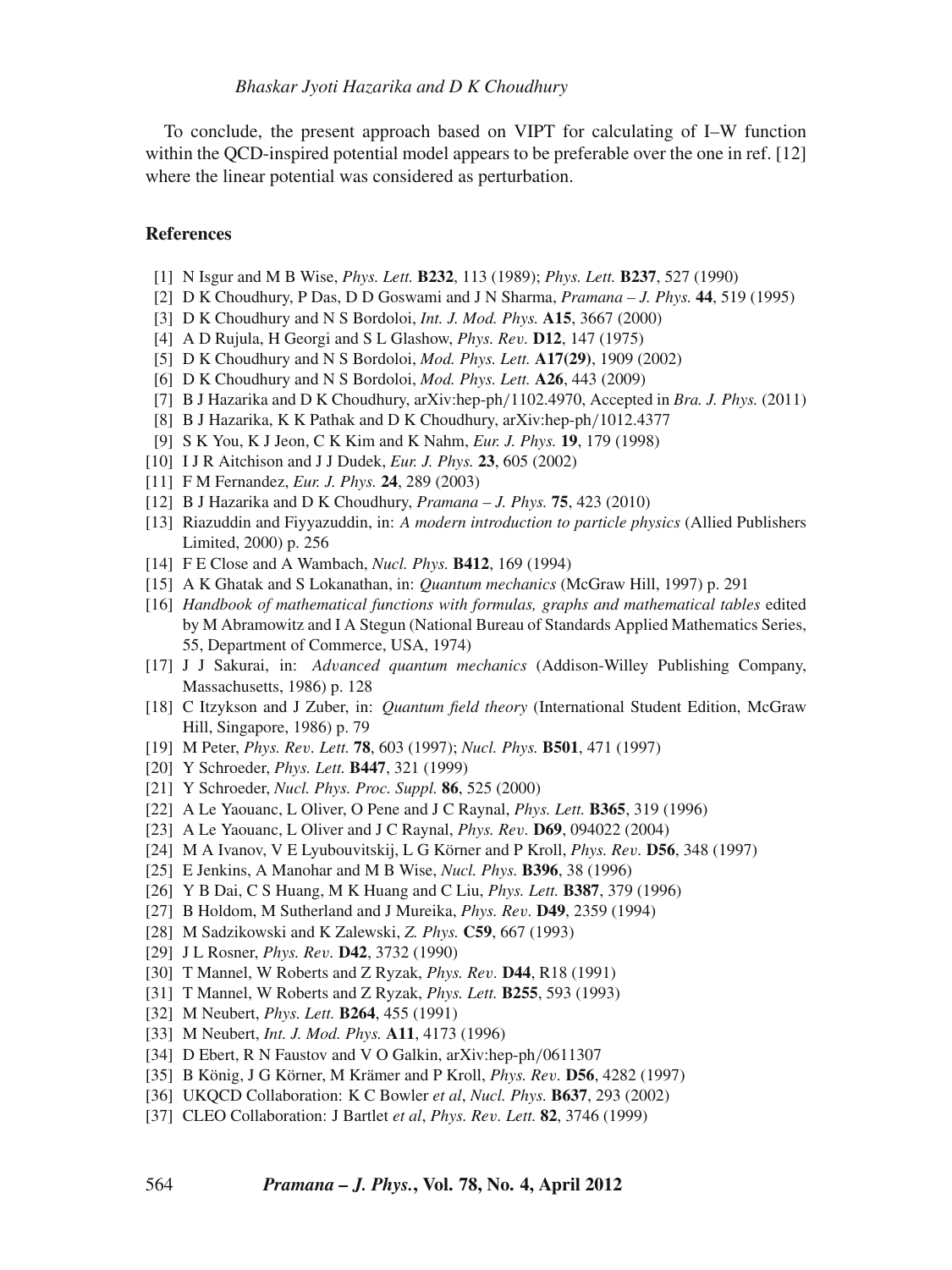To conclude, the present approach based on VIPT for calculating of I–W function within the QCD-inspired potential model appears to be preferable over the one in ref. [12] where the linear potential was considered as perturbation.

## References

[1] N Isgur and M B Wise, *Phys. Lett.* **B232**, 113 (1989); *Phys. Lett.* **B237**, 527 (1990)

[2] D K Choudhury, P Das, D D Goswami and J N Sharma, *Pramana – J. Phys.* **44**, 519 (1995)

[3] D K Choudhury and N S Bordoloi, *Int. J. Mod. Phys.* **A15**, 3667 (2000)

[4] A D Rujula, H Georgi and S L Glashow, *Phys. Rev.* **D12**, 147 (1975)

[5] D K Choudhury and N S Bordoloi, *Mod. Phys. Lett.* **A17(29)**, 1909 (2002)

[6] D K Choudhury and N S Bordoloi, *Mod. Phys. Lett.* **A26**, 443 (2009)

[7] B J Hazarika and D K Choudhury, arXiv:hep-ph/1102.4970, Accepted in *Bra. J. Phys.* (2011)

[8] B J Hazarika, K K Pathak and D K Choudhury, arXiv:hep-ph/1012.4377

[9] S K You, K J Jeon, C K Kim and K Nahm, *Eur. J. Phys.* **19**, 179 (1998)

[10] I J R Aitchison and J J Dudek, *Eur. J. Phys.* **23**, 605 (2002)

[11] F M Fernandez, *Eur. J. Phys.* **24**, 289 (2003)

[12] B J Hazarika and D K Choudhury, *Pramana – J. Phys.* **75**, 423 (2010)

[13] Riazuddin and Fiyyazuddin, in: *A modern introduction to particle physics* (Allied Publishers Limited, 2000) p. 256

[14] F E Close and A Wambach, *Nucl. Phys.* **B412**, 169 (1994)

[15] A K Ghatak and S Lokanathan, in: *Quantum mechanics* (McGraw Hill, 1997) p. 291

[16] *Handbook of mathematical functions with formulas, graphs and mathematical tables* edited by M Abramowitz and I A Stegun (National Bureau of Standards Applied Mathematics Series, 55, Department of Commerce, USA, 1974)

[17] J J Sakurai, in: *Advanced quantum mechanics* (Addison-Willey Publishing Company, Massachusetts, 1986) p. 128

[18] C Itzykson and J Zuber, in: *Quantum field theory* (International Student Edition, McGraw Hill, Singapore, 1986) p. 79

[19] M Peter, *Phys. Rev. Lett.* **78**, 603 (1997); *Nucl. Phys.* **B501**, 471 (1997)

[20] Y Schroeder, *Phys. Lett.* **B447**, 321 (1999)

[21] Y Schroeder, *Nucl. Phys. Proc. Suppl.* **86**, 525 (2000)

[22] A Le Yaouanc, L Oliver, O Pene and J C Raynal, *Phys. Lett.* **B365**, 319 (1996)

[23] A Le Yaouanc, L Oliver and J C Raynal, *Phys. Rev.* **D69**, 094022 (2004)

[24] M A Ivanov, V E Lyubouvitskij, L G Körner and P Kroll, *Phys. Rev.* **D56**, 348 (1997)

[25] E Jenkins, A Manohar and M B Wise, *Nucl. Phys.* **B396**, 38 (1996)

[26] Y B Dai, C S Huang, M K Huang and C Liu, *Phys. Lett.* **B387**, 379 (1996)

[27] B Holdom, M Sutherland and J Mureika, *Phys. Rev.* **D49**, 2359 (1994)

[28] M Sadzikowski and K Zalewski, *Z. Phys.* **C59**, 667 (1993)

[29] J L Rosner, *Phys. Rev.* **D42**, 3732 (1990)

[30] T Mannel, W Roberts and Z Ryzak, *Phys. Rev.* **D44**, R18 (1991)

[31] T Mannel, W Roberts and Z Ryzak, *Phys. Lett.* **B255**, 593 (1993)

[32] M Neubert, *Phys. Lett.* **B264**, 455 (1991)

[33] M Neubert, *Int. J. Mod. Phys.* **A11**, 4173 (1996)

[34] D Ebert, R N Faustov and V O Galkin, arXiv:hep-ph/0611307

[35] B König, J G Körner, M Krämer and P Kroll, *Phys. Rev.* **D56**, 4282 (1997)

[36] UKQCD Collaboration: K C Bowler *et al*, *Nucl. Phys.* **B637**, 293 (2002)

[37] CLEO Collaboration: J Bartlet *et al*, *Phys. Rev. Lett.* **82**, 3746 (1999)